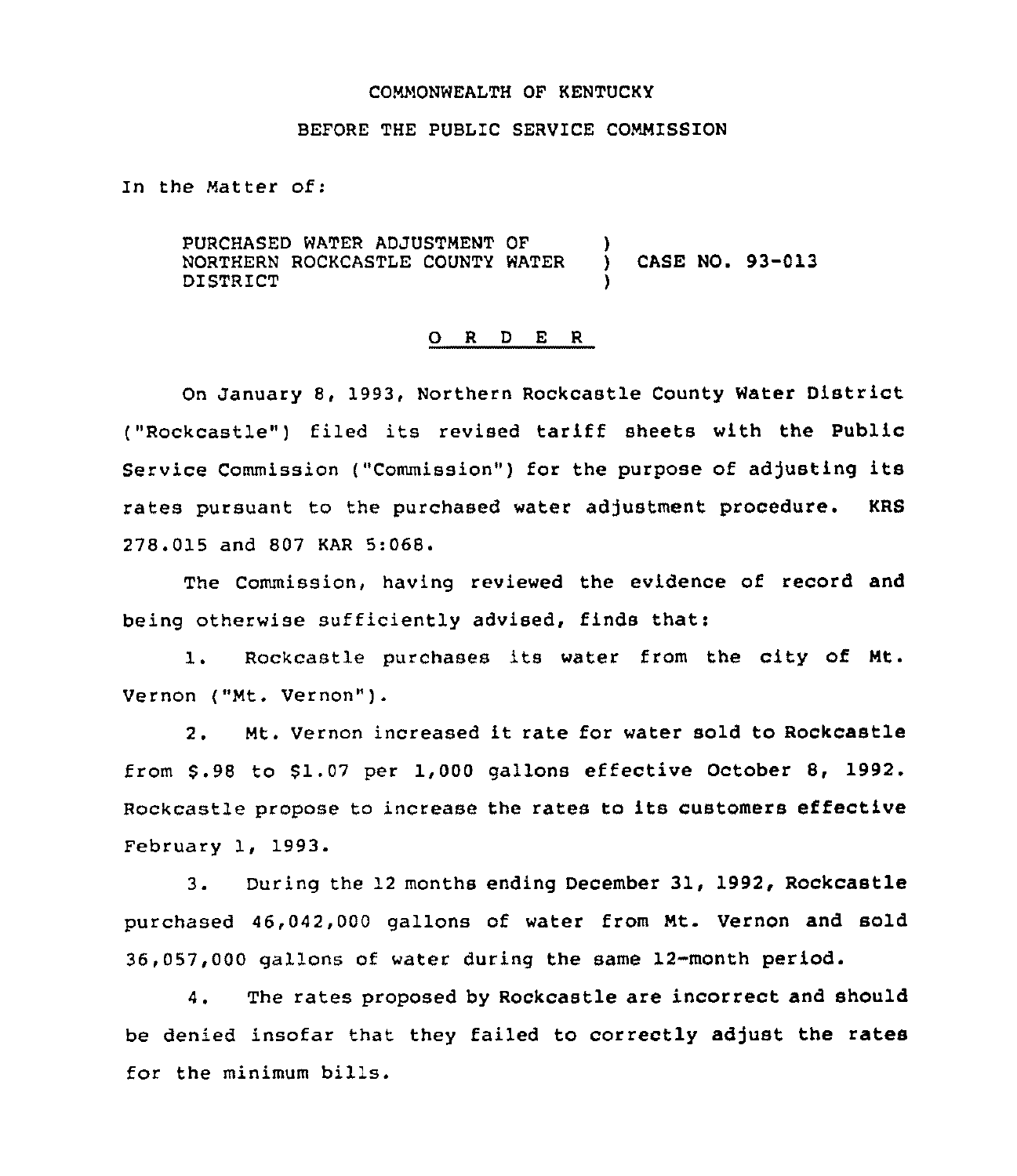COMMONWEALTH OF KENTUCKY

BEFORE THE PUBLIC SERVICE COMMISSION

In the Matter of:

PURCHASED WATER ADJUSTMENT OF NORTHERN ROCKCASTLE COUNTY WATER DISTRICT ) CASE NO. 93-013

# O R D E R

On January 8, 1993, Northern Rockcastle County Water District ("Rockcastle") filed its revised tariff sheets with the Public Service Commission ("Commission") for the purpose of adjusting its rates pursuant to the purchased water adjustment procedure. KRS 278.015 and 807 KAR 5:068.

The Commission, having reviewed the evidence of record and being otherwise sufficiently advised, finds that:

1. Rockcastle purchases its water from the city of Mt. Vernon ("Mt. Vernon").

2. Mt. Vernon increased it rate for water sold to Rockcastle from $.98 to $1.07 per 1,000 gallons effective October 8, 1992. Rockcastle propose to increase the rates to its customers effective February 1, 1993.

3. During the 12 months ending December 31, 1992, Rockcastle purchased 46,042,000 gallons of water from Mt. Vernon and sold 36,057,000 gallons of water during the same 12-month period.

4. The rates proposed by Rockcastle are incorrect and should be denied insofar that they failed to correctly adjust the rates for the minimum bills.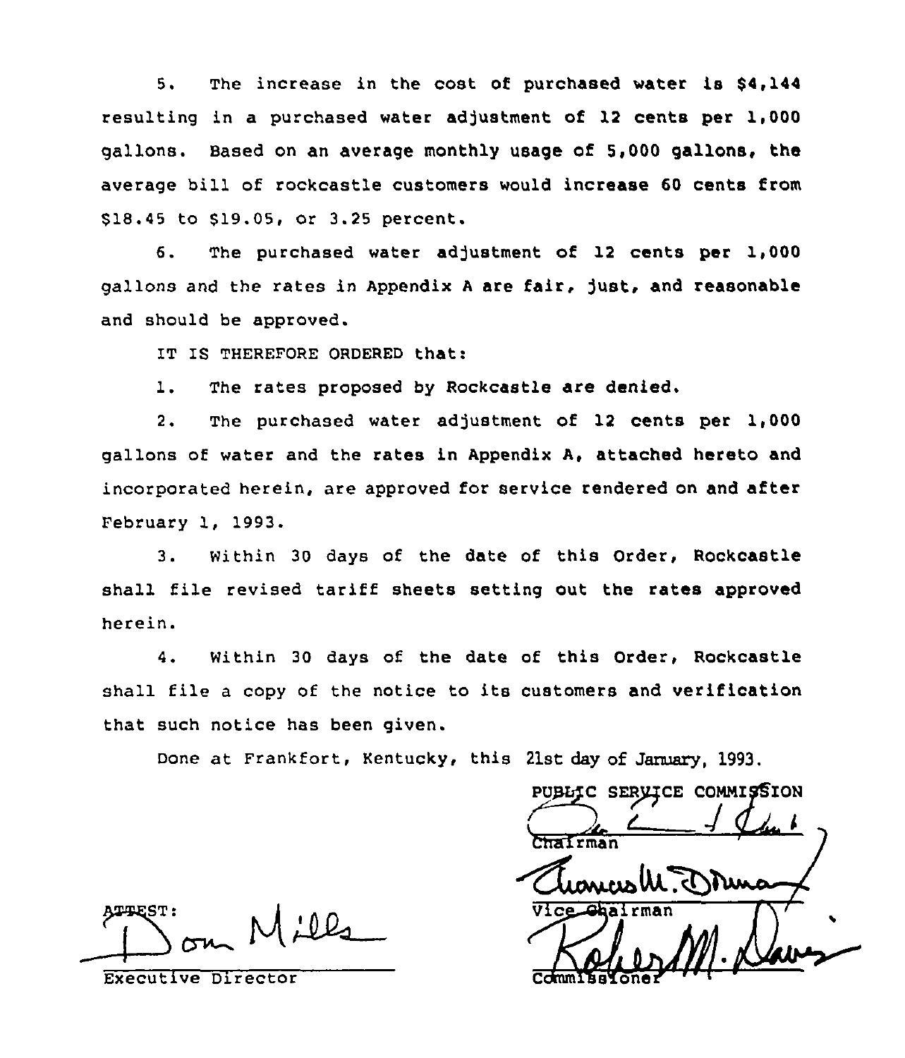5. The increase in the cost of purchased water is $4,144 resulting in a purchased water adjustment of 12 cents per 1,000 gallons. Based on an average monthly usage of 5,000 gallons, the average bill of rockcastle customers would increase 60 cents from $18.45 to $19.05, or 3.25 percent.

6. The purchased water adjustment of 12 cents per 1,000 gallons and the rates in Appendix A are fair, just, and reasonable and should be approved.

IT IS THEREFORE ORDERED that:

1. The rates proposed by Rockcastle are denied.

2. The purchased water adjustment of 12 cents per 1,000 gallons of water and the rates in Appendix A, attached hereto and incorporated herein, are approved for service rendered on and after February 1, 1993.

3. Within 30 days of the date of this Order, Rockcastle shall file revised tariff sheets setting out the rates approved herein.

4. Within 30 days of the date of this Order, Rockcastle shall file a copy of the notice to its customers and verification that such notice has been given.

Done at Frankfort, Kentucky, this 21st day of January, 1993.

PUBLIC SERVICE COMMISSION

Chairman

Vice Chairman

Commissioner

ATTEST:

Executive Director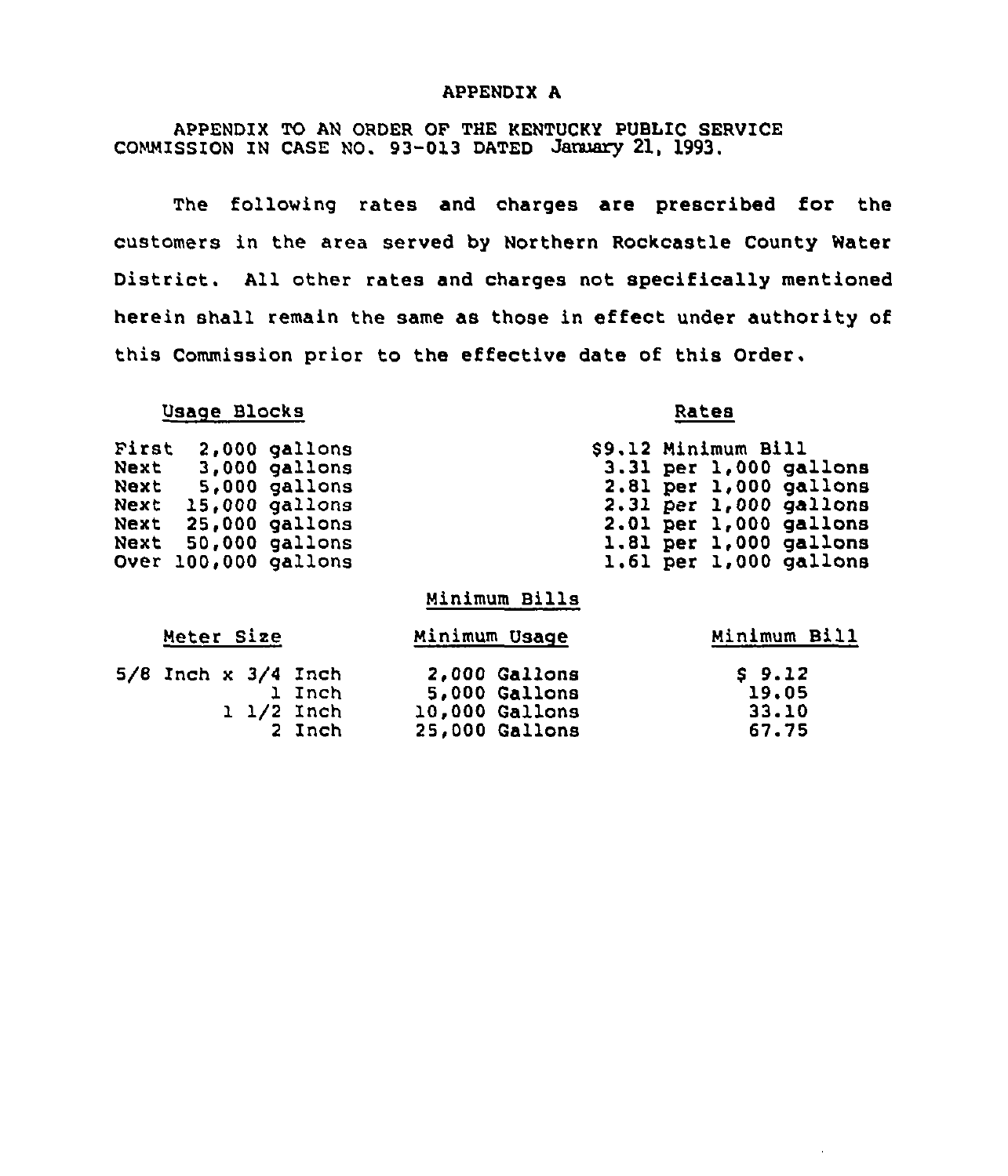# APPENDIX A

APPENDIX TO AN ORDER OF THE KENTUCKY PUBLIC SERVICE COMMISSION IN CASE NO. 93-013 DATED January 21, 1993.

The following rates and charges are prescribed for the customers in the area served by Northern Rockcastle County Water District. All other rates and charges not specifically mentioned herein shall remain the same as those in effect under authority of this Commission prior to the effective date of this Order.

| Usage Blocks | Rates |
| --- | --- |
| First 2,000 gallons | $9.12 Minimum Bill |
| Next 3,000 gallons | 3.31 per 1,000 gallons |
| Next 5,000 gallons | 2.81 per 1,000 gallons |
| Next 15,000 gallons | 2.31 per 1,000 gallons |
| Next 25,000 gallons | 2.01 per 1,000 gallons |
| Next 50,000 gallons | 1.81 per 1,000 gallons |
| Over 100,000 gallons | 1.61 per 1,000 gallons |

## Minimum Bills

| Meter Size | Minimum Usage | Minimum Bill |
| --- | --- | --- |
| 5/8 Inch x 3/4 Inch | 2,000 Gallons | $ 9.12 |
| 1 Inch | 5,000 Gallons | 19.05 |
| 1 1/2 Inch | 10,000 Gallons | 33.10 |
| 2 Inch | 25,000 Gallons | 67.75 |